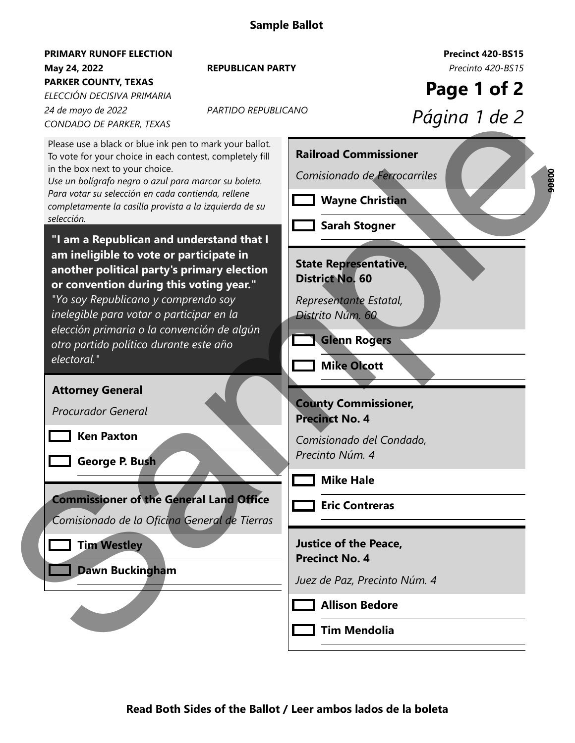**Sample Ballot**

**PRIMARY RUNOFF ELECTION**
**May 24, 2022**
**PARKER COUNTY, TEXAS**
*ELECCIÓN DECISIVA PRIMARIA*
*24 de mayo de 2022*
*CONDADO DE PARKER, TEXAS*

**REPUBLICAN PARTY**
*PARTIDO REPUBLICANO*

**Precinct 420-BS15**
*Precinto 420-BS15*

Please use a black or blue ink pen to mark your ballot. To vote for your choice in each contest, completely fill in the box next to your choice.
*Use un bolígrafo negro o azul para marcar su boleta. Para votar su selección en cada contienda, rellene completamente la casilla provista a la izquierda de su selección.*

**"I am a Republican and understand that I am ineligible to vote or participate in another political party's primary election or convention during this voting year."**
*"Yo soy Republicano y comprendo soy inelegible para votar o participar en la elección primaria o la convención de algún otro partido político durante este año electoral."*

### Attorney General
*Procurador General*

- [ ] **Ken Paxton**
- [ ] **George P. Bush**

### Commissioner of the General Land Office
*Comisionado de la Oficina General de Tierras*

- [ ] **Tim Westley**
- [ ] **Dawn Buckingham**

### Railroad Commissioner
*Comisionado de Ferrocarriles*

- [ ] **Wayne Christian**
- [ ] **Sarah Stogner**

### State Representative, District No. 60
*Representante Estatal, Distrito Núm. 60*

- [ ] **Glenn Rogers**
- [ ] **Mike Olcott**

### County Commissioner, Precinct No. 4
*Comisionado del Condado, Precinto Núm. 4*

- [ ] **Mike Hale**
- [ ] **Eric Contreras**

### Justice of the Peace, Precinct No. 4
*Juez de Paz, Precinto Núm. 4*

- [ ] **Allison Bedore**
- [ ] **Tim Mendolia**

**Read Both Sides of the Ballot / Leer ambos lados de la boleta**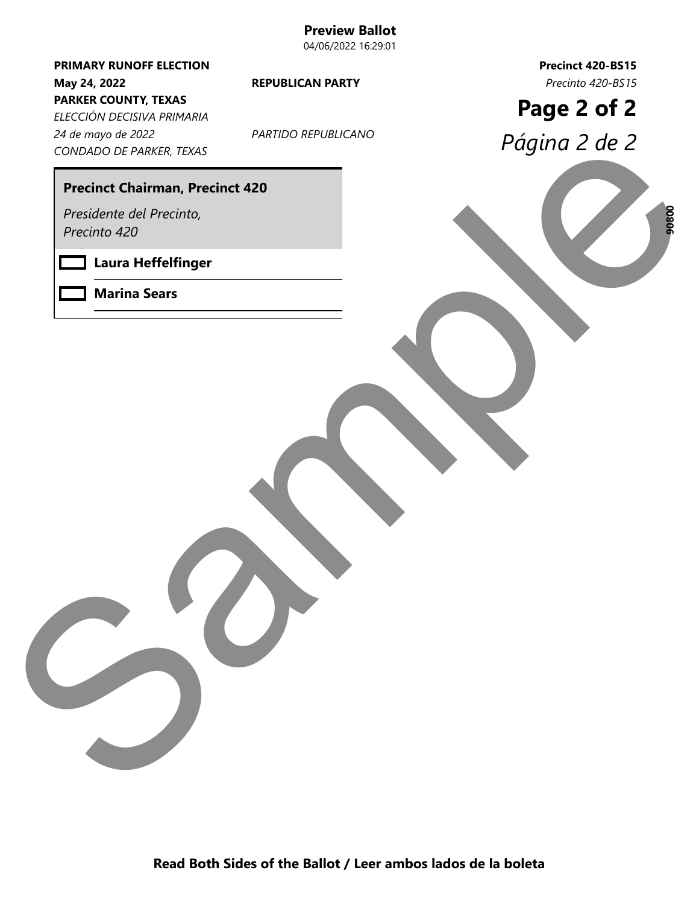**Preview Ballot**
04/06/2022 16:29:01

**PRIMARY RUNOFF ELECTION**
**May 24, 2022**
**PARKER COUNTY, TEXAS**
*ELECCIÓN DECISIVA PRIMARIA*
*24 de mayo de 2022*
*CONDADO DE PARKER, TEXAS*

**REPUBLICAN PARTY**
*PARTIDO REPUBLICANO*

**Precinct 420-BS15**
*Precinto 420-BS15*

## Precinct Chairman, Precinct 420

*Presidente del Precinto, Precinto 420*

- [ ] **Laura Heffelfinger**
- [ ] **Marina Sears**

Sample

90800

**Read Both Sides of the Ballot / Leer ambos lados de la boleta**